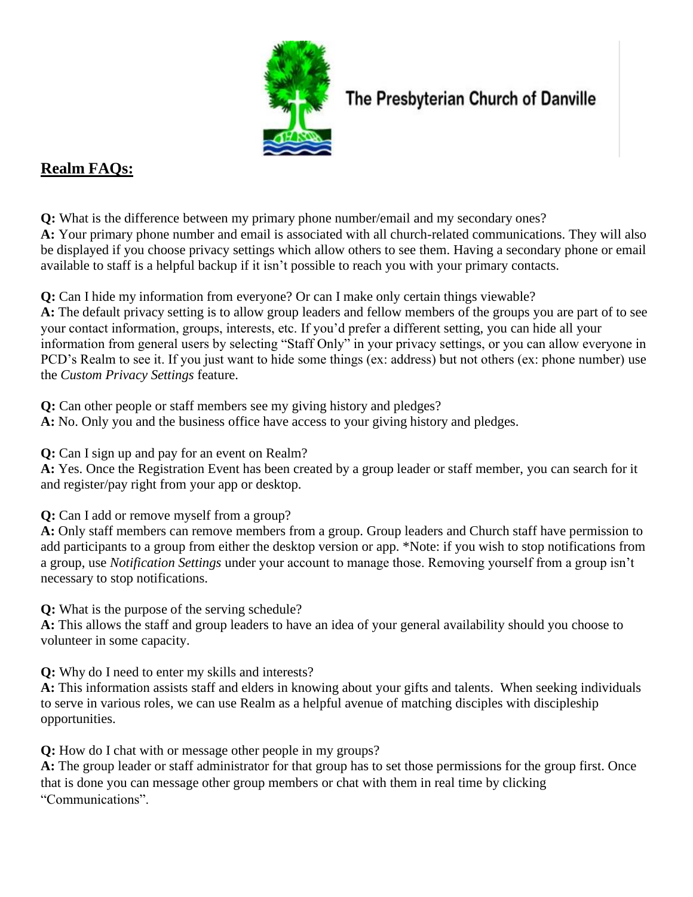The Presbyterian Church of Danville

## **Realm FAQs:**

**Q:** What is the difference between my primary phone number/email and my secondary ones?
**A:** Your primary phone number and email is associated with all church-related communications. They will also be displayed if you choose privacy settings which allow others to see them. Having a secondary phone or email available to staff is a helpful backup if it isn't possible to reach you with your primary contacts.

**Q:** Can I hide my information from everyone? Or can I make only certain things viewable?
**A:** The default privacy setting is to allow group leaders and fellow members of the groups you are part of to see your contact information, groups, interests, etc. If you'd prefer a different setting, you can hide all your information from general users by selecting "Staff Only" in your privacy settings, or you can allow everyone in PCD's Realm to see it. If you just want to hide some things (ex: address) but not others (ex: phone number) use the *Custom Privacy Settings* feature.

**Q:** Can other people or staff members see my giving history and pledges?
**A:** No. Only you and the business office have access to your giving history and pledges.

**Q:** Can I sign up and pay for an event on Realm?
**A:** Yes. Once the Registration Event has been created by a group leader or staff member, you can search for it and register/pay right from your app or desktop.

**Q:** Can I add or remove myself from a group?
**A:** Only staff members can remove members from a group. Group leaders and Church staff have permission to add participants to a group from either the desktop version or app. *Note: if you wish to stop notifications from a group, use *Notification Settings* under your account to manage those. Removing yourself from a group isn't necessary to stop notifications.

**Q:** What is the purpose of the serving schedule?
**A:** This allows the staff and group leaders to have an idea of your general availability should you choose to volunteer in some capacity.

**Q:** Why do I need to enter my skills and interests?
**A:** This information assists staff and elders in knowing about your gifts and talents. When seeking individuals to serve in various roles, we can use Realm as a helpful avenue of matching disciples with discipleship opportunities.

**Q:** How do I chat with or message other people in my groups?
**A:** The group leader or staff administrator for that group has to set those permissions for the group first. Once that is done you can message other group members or chat with them in real time by clicking "Communications".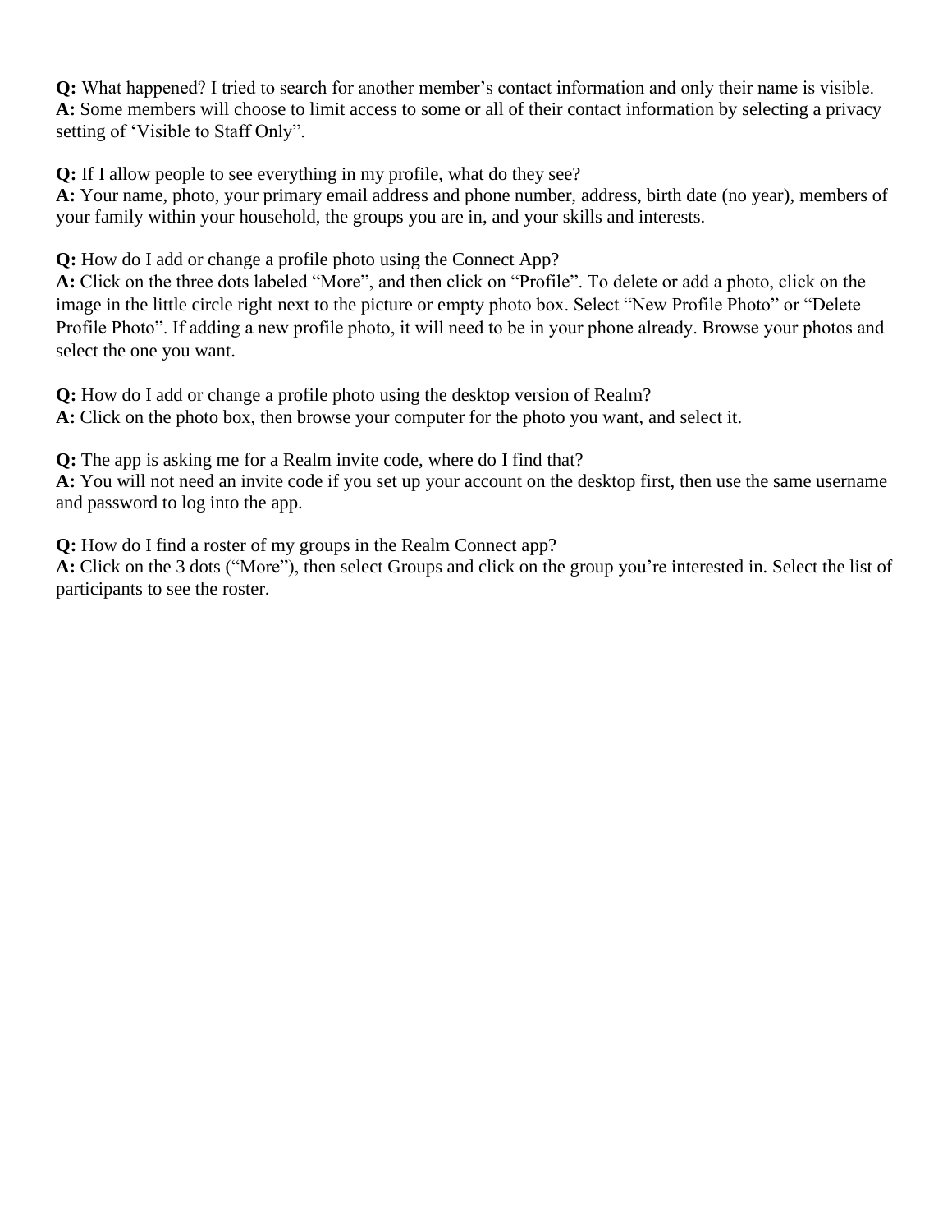**Q:** What happened? I tried to search for another member's contact information and only their name is visible.
**A:** Some members will choose to limit access to some or all of their contact information by selecting a privacy setting of 'Visible to Staff Only".

**Q:** If I allow people to see everything in my profile, what do they see?
**A:** Your name, photo, your primary email address and phone number, address, birth date (no year), members of your family within your household, the groups you are in, and your skills and interests.

**Q:** How do I add or change a profile photo using the Connect App?
**A:** Click on the three dots labeled "More", and then click on "Profile". To delete or add a photo, click on the image in the little circle right next to the picture or empty photo box. Select "New Profile Photo" or "Delete Profile Photo". If adding a new profile photo, it will need to be in your phone already. Browse your photos and select the one you want.

**Q:** How do I add or change a profile photo using the desktop version of Realm?
**A:** Click on the photo box, then browse your computer for the photo you want, and select it.

**Q:** The app is asking me for a Realm invite code, where do I find that?
**A:** You will not need an invite code if you set up your account on the desktop first, then use the same username and password to log into the app.

**Q:** How do I find a roster of my groups in the Realm Connect app?
**A:** Click on the 3 dots ("More"), then select Groups and click on the group you're interested in. Select the list of participants to see the roster.